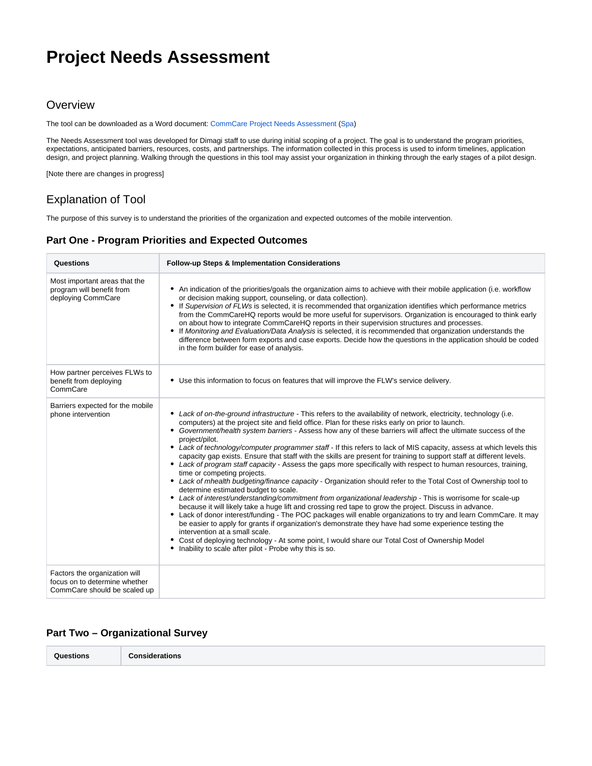# Project Needs Assessment

## Overview

The tool can be downloaded as a Word document: CommCare Project Needs Assessment (Spa)

The Needs Assessment tool was developed for Dimagi staff to use during initial scoping of a project. The goal is to understand the program priorities, expectations, anticipated barriers, resources, costs, and partnerships. The information collected in this process is used to inform timelines, application design, and project planning. Walking through the questions in this tool may assist your organization in thinking through the early stages of a pilot design.

[Note there are changes in progress]

## Explanation of Tool

The purpose of this survey is to understand the priorities of the organization and expected outcomes of the mobile intervention.

### Part One - Program Priorities and Expected Outcomes

| Questions | Follow-up Steps & Implementation Considerations |
| --- | --- |
| Most important areas that the program will benefit from deploying CommCare | • An indication of the priorities/goals the organization aims to achieve with their mobile application (i.e. workflow or decision making support, counseling, or data collection).<br>• If *Supervision of FLWs* is selected, it is recommended that organization identifies which performance metrics from the CommCareHQ reports would be more useful for supervisors. Organization is encouraged to think early on about how to integrate CommCareHQ reports in their supervision structures and processes.<br>• If *Monitoring and Evaluation/Data Analysis* is selected, it is recommended that organization understands the difference between form exports and case exports. Decide how the questions in the application should be coded in the form builder for ease of analysis. |
| How partner perceives FLWs to benefit from deploying CommCare | • Use this information to focus on features that will improve the FLW's service delivery. |
| Barriers expected for the mobile phone intervention | • *Lack of on-the-ground infrastructure* - This refers to the availability of network, electricity, technology (i.e. computers) at the project site and field office. Plan for these risks early on prior to launch.<br>• *Government/health system barriers* - Assess how any of these barriers will affect the ultimate success of the project/pilot.<br>• *Lack of technology/computer programmer staff* - If this refers to lack of MIS capacity, assess at which levels this capacity gap exists. Ensure that staff with the skills are present for training to support staff at different levels.<br>• *Lack of program staff capacity* - Assess the gaps more specifically with respect to human resources, training, time or competing projects.<br>• *Lack of mhealth budgeting/finance capacity* - Organization should refer to the Total Cost of Ownership tool to determine estimated budget to scale.<br>• *Lack of interest/understanding/commitment from organizational leadership* - This is worrisome for scale-up because it will likely take a huge lift and crossing red tape to grow the project. Discuss in advance.<br>• Lack of donor interest/funding - The POC packages will enable organizations to try and learn CommCare. It may be easier to apply for grants if organization's demonstrate they have had some experience testing the intervention at a small scale.<br>• Cost of deploying technology - At some point, I would share our Total Cost of Ownership Model<br>• Inability to scale after pilot - Probe why this is so. |
| Factors the organization will focus on to determine whether CommCare should be scaled up | |

### Part Two – Organizational Survey

| Questions | Considerations |
| --- | --- |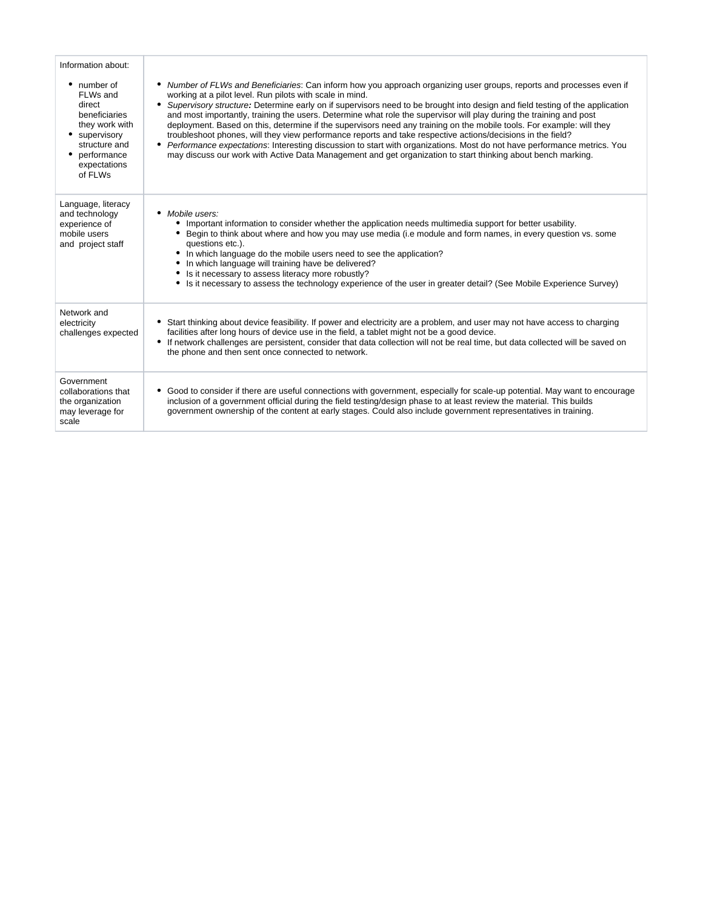| | |
|---|---|
| Information about:<br>• number of FLWs and direct beneficiaries they work with<br>• supervisory structure and<br>• performance expectations of FLWs | • *Number of FLWs and Beneficiaries*: Can inform how you approach organizing user groups, reports and processes even if working at a pilot level. Run pilots with scale in mind.<br>• *Supervisory structure**:*** Determine early on if supervisors need to be brought into design and field testing of the application and most importantly, training the users. Determine what role the supervisor will play during the training and post deployment. Based on this, determine if the supervisors need any training on the mobile tools. For example: will they troubleshoot phones, will they view performance reports and take respective actions/decisions in the field?<br>• *Performance expectations*: Interesting discussion to start with organizations. Most do not have performance metrics. You may discuss our work with Active Data Management and get organization to start thinking about bench marking. |
| Language, literacy and technology experience of mobile users and project staff | • *Mobile users:*<br>  • Important information to consider whether the application needs multimedia support for better usability.<br>  • Begin to think about where and how you may use media (i.e module and form names, in every question vs. some questions etc.).<br>  • In which language do the mobile users need to see the application?<br>  • In which language will training have be delivered?<br>  • Is it necessary to assess literacy more robustly?<br>  • Is it necessary to assess the technology experience of the user in greater detail? (See Mobile Experience Survey) |
| Network and electricity challenges expected | • Start thinking about device feasibility. If power and electricity are a problem, and user may not have access to charging facilities after long hours of device use in the field, a tablet might not be a good device.<br>• If network challenges are persistent, consider that data collection will not be real time, but data collected will be saved on the phone and then sent once connected to network. |
| Government collaborations that the organization may leverage for scale | • Good to consider if there are useful connections with government, especially for scale-up potential. May want to encourage inclusion of a government official during the field testing/design phase to at least review the material. This builds government ownership of the content at early stages. Could also include government representatives in training. |